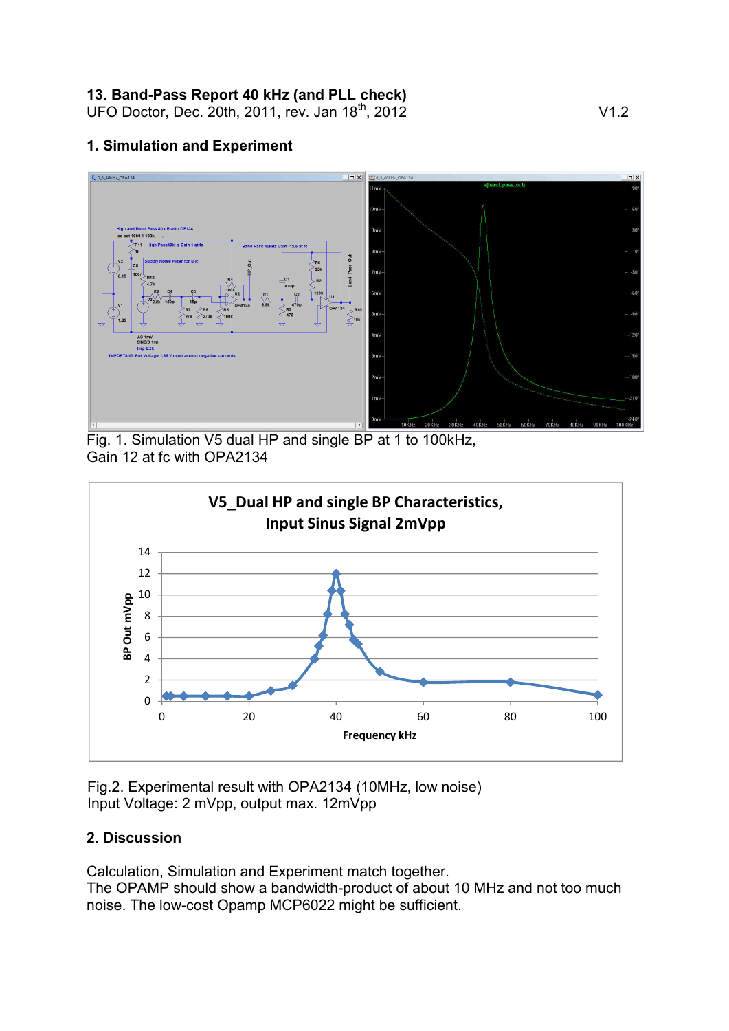### 13. Band-Pass Report 40 kHz (and PLL check)

UFO Doctor, Dec. 20th, 2011, rev. Jan 18th, 2012 V1.2

### 1. Simulation and Experiment

Fig. 1. Simulation V5 dual HP and single BP at 1 to 100kHz,
Gain 12 at fc with OPA2134

Fig.2. Experimental result with OPA2134 (10MHz, low noise)
Input Voltage: 2 mVpp, output max. 12mVpp

### 2. Discussion

Calculation, Simulation and Experiment match together.
The OPAMP should show a bandwidth-product of about 10 MHz and not too much noise. The low-cost Opamp MCP6022 might be sufficient.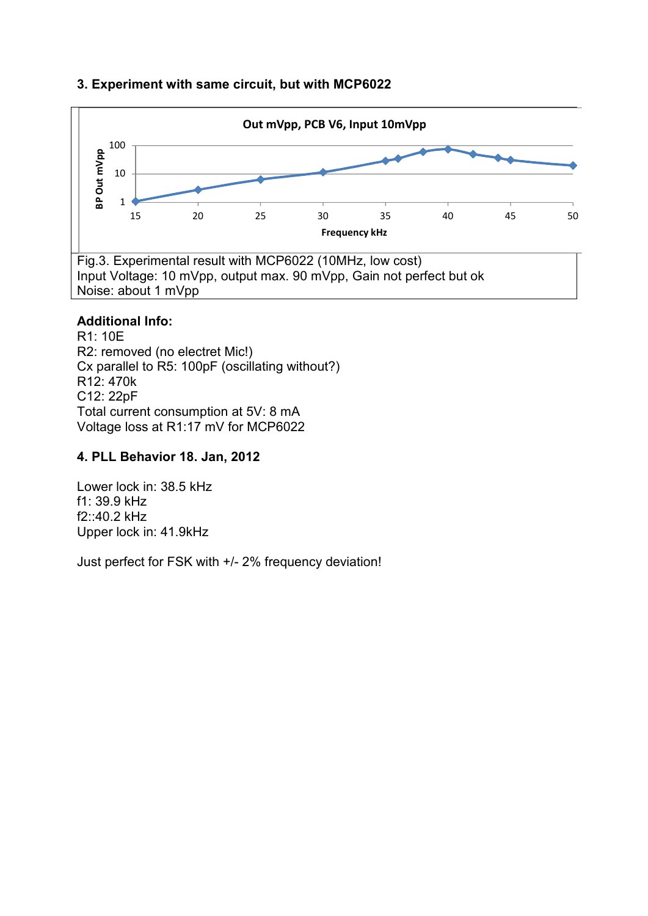### 3. Experiment with same circuit, but with MCP6022

Out mVpp, PCB V6, Input 10mVpp

BP Out mVpp

100
10
1

15 20 25 30 35 40 45 50

Frequency kHz

Fig.3. Experimental result with MCP6022 (10MHz, low cost)
Input Voltage: 10 mVpp, output max. 90 mVpp, Gain not perfect but ok
Noise: about 1 mVpp

**Additional Info:**
R1: 10E
R2: removed (no electret Mic!)
Cx parallel to R5: 100pF (oscillating without?)
R12: 470k
C12: 22pF
Total current consumption at 5V: 8 mA
Voltage loss at R1:17 mV for MCP6022

### 4. PLL Behavior 18. Jan, 2012

Lower lock in: 38.5 kHz
f1: 39.9 kHz
f2::40.2 kHz
Upper lock in: 41.9kHz

Just perfect for FSK with +/- 2% frequency deviation!